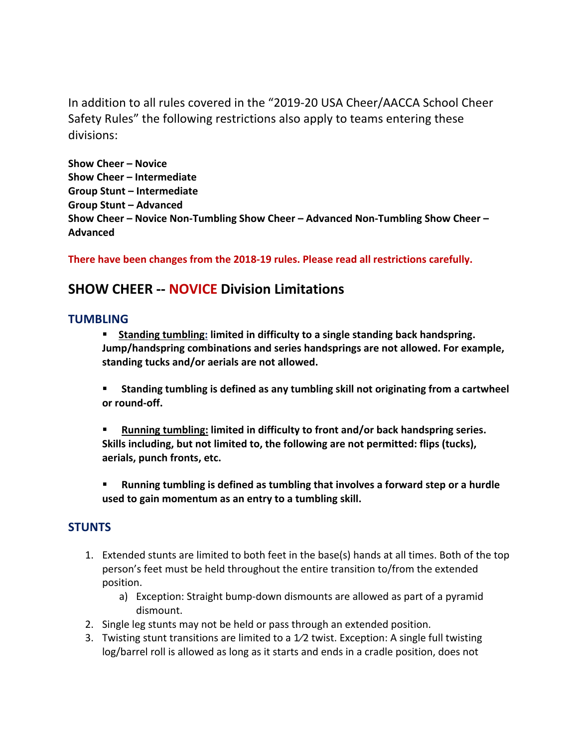In addition to all rules covered in the "2019-20 USA Cheer/AACCA School Cheer Safety Rules" the following restrictions also apply to teams entering these divisions:

**Show Cheer – Novice**
**Show Cheer – Intermediate**
**Group Stunt – Intermediate**
**Group Stunt – Advanced**
**Show Cheer – Novice Non-Tumbling Show Cheer – Advanced Non-Tumbling Show Cheer – Advanced**

**There have been changes from the 2018-19 rules. Please read all restrictions carefully.**

## SHOW CHEER -- NOVICE Division Limitations

### TUMBLING

- **Standing tumbling: limited in difficulty to a single standing back handspring. Jump/handspring combinations and series handsprings are not allowed. For example, standing tucks and/or aerials are not allowed.**

- **Standing tumbling is defined as any tumbling skill not originating from a cartwheel or round-off.**

- **Running tumbling: limited in difficulty to front and/or back handspring series. Skills including, but not limited to, the following are not permitted: flips (tucks), aerials, punch fronts, etc.**

- **Running tumbling is defined as tumbling that involves a forward step or a hurdle used to gain momentum as an entry to a tumbling skill.**

### STUNTS

1. Extended stunts are limited to both feet in the base(s) hands at all times. Both of the top person's feet must be held throughout the entire transition to/from the extended position.
   a) Exception: Straight bump-down dismounts are allowed as part of a pyramid dismount.
2. Single leg stunts may not be held or pass through an extended position.
3. Twisting stunt transitions are limited to a 1⁄2 twist. Exception: A single full twisting log/barrel roll is allowed as long as it starts and ends in a cradle position, does not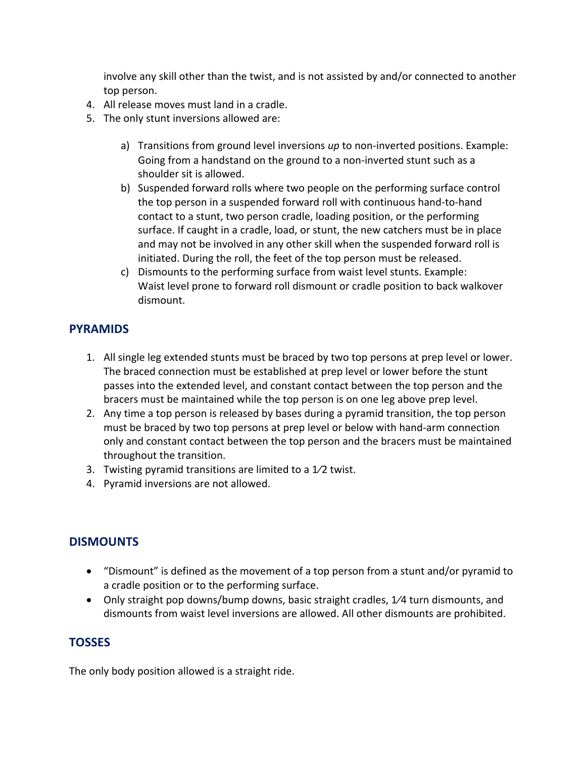involve any skill other than the twist, and is not assisted by and/or connected to another top person.

4. All release moves must land in a cradle.
5. The only stunt inversions allowed are:

   a) Transitions from ground level inversions *up* to non-inverted positions. Example: Going from a handstand on the ground to a non-inverted stunt such as a shoulder sit is allowed.
   
   b) Suspended forward rolls where two people on the performing surface control the top person in a suspended forward roll with continuous hand-to-hand contact to a stunt, two person cradle, loading position, or the performing surface. If caught in a cradle, load, or stunt, the new catchers must be in place and may not be involved in any other skill when the suspended forward roll is initiated. During the roll, the feet of the top person must be released.
   
   c) Dismounts to the performing surface from waist level stunts. Example: Waist level prone to forward roll dismount or cradle position to back walkover dismount.

## PYRAMIDS

1. All single leg extended stunts must be braced by two top persons at prep level or lower. The braced connection must be established at prep level or lower before the stunt passes into the extended level, and constant contact between the top person and the bracers must be maintained while the top person is on one leg above prep level.
2. Any time a top person is released by bases during a pyramid transition, the top person must be braced by two top persons at prep level or below with hand-arm connection only and constant contact between the top person and the bracers must be maintained throughout the transition.
3. Twisting pyramid transitions are limited to a 1⁄2 twist.
4. Pyramid inversions are not allowed.

## DISMOUNTS

- "Dismount" is defined as the movement of a top person from a stunt and/or pyramid to a cradle position or to the performing surface.
- Only straight pop downs/bump downs, basic straight cradles, 1⁄4 turn dismounts, and dismounts from waist level inversions are allowed. All other dismounts are prohibited.

## TOSSES

The only body position allowed is a straight ride.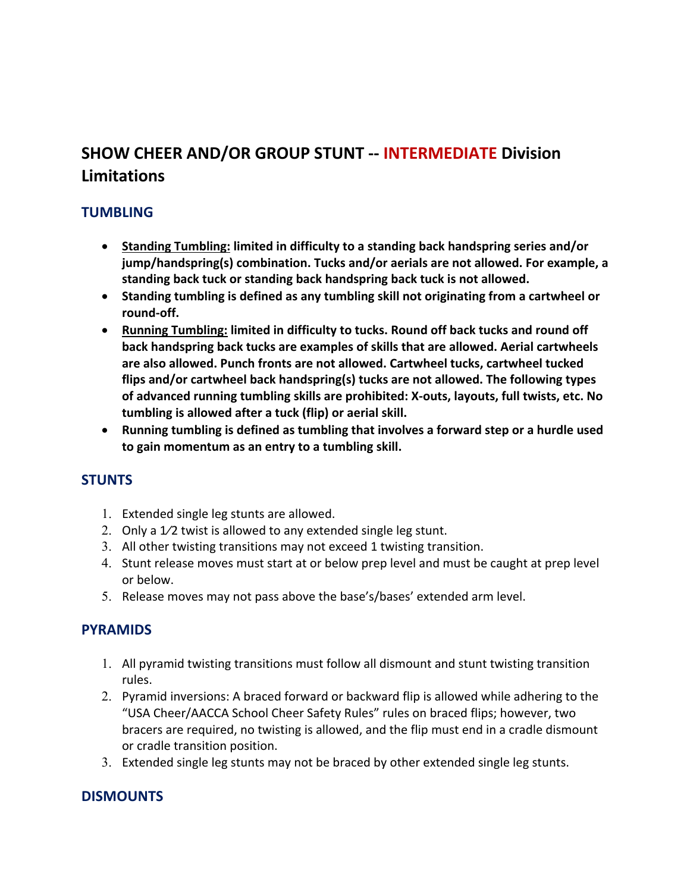## SHOW CHEER AND/OR GROUP STUNT -- INTERMEDIATE Division Limitations

### TUMBLING

- **Standing Tumbling: limited in difficulty to a standing back handspring series and/or jump/handspring(s) combination. Tucks and/or aerials are not allowed. For example, a standing back tuck or standing back handspring back tuck is not allowed.**
- **Standing tumbling is defined as any tumbling skill not originating from a cartwheel or round-off.**
- **Running Tumbling: limited in difficulty to tucks. Round off back tucks and round off back handspring back tucks are examples of skills that are allowed. Aerial cartwheels are also allowed. Punch fronts are not allowed. Cartwheel tucks, cartwheel tucked flips and/or cartwheel back handspring(s) tucks are not allowed. The following types of advanced running tumbling skills are prohibited: X-outs, layouts, full twists, etc. No tumbling is allowed after a tuck (flip) or aerial skill.**
- **Running tumbling is defined as tumbling that involves a forward step or a hurdle used to gain momentum as an entry to a tumbling skill.**

### STUNTS

1. Extended single leg stunts are allowed.
2. Only a 1⁄2 twist is allowed to any extended single leg stunt.
3. All other twisting transitions may not exceed 1 twisting transition.
4. Stunt release moves must start at or below prep level and must be caught at prep level or below.
5. Release moves may not pass above the base's/bases' extended arm level.

### PYRAMIDS

1. All pyramid twisting transitions must follow all dismount and stunt twisting transition rules.
2. Pyramid inversions: A braced forward or backward flip is allowed while adhering to the "USA Cheer/AACCA School Cheer Safety Rules" rules on braced flips; however, two bracers are required, no twisting is allowed, and the flip must end in a cradle dismount or cradle transition position.
3. Extended single leg stunts may not be braced by other extended single leg stunts.

### DISMOUNTS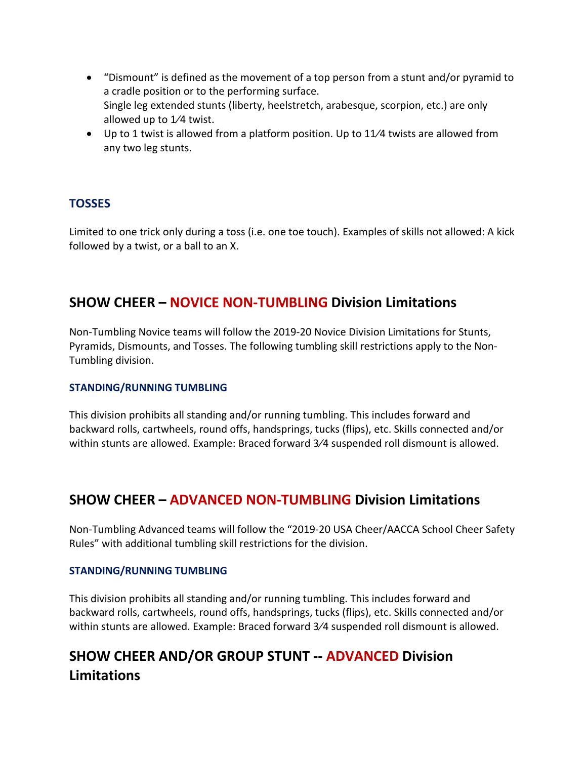- "Dismount" is defined as the movement of a top person from a stunt and/or pyramid to a cradle position or to the performing surface.
  Single leg extended stunts (liberty, heelstretch, arabesque, scorpion, etc.) are only allowed up to 1⁄4 twist.
- Up to 1 twist is allowed from a platform position. Up to 11⁄4 twists are allowed from any two leg stunts.

### TOSSES

Limited to one trick only during a toss (i.e. one toe touch). Examples of skills not allowed: A kick followed by a twist, or a ball to an X.

## SHOW CHEER – NOVICE NON-TUMBLING Division Limitations

Non-Tumbling Novice teams will follow the 2019-20 Novice Division Limitations for Stunts, Pyramids, Dismounts, and Tosses. The following tumbling skill restrictions apply to the Non-Tumbling division.

#### STANDING/RUNNING TUMBLING

This division prohibits all standing and/or running tumbling. This includes forward and backward rolls, cartwheels, round offs, handsprings, tucks (flips), etc. Skills connected and/or within stunts are allowed. Example: Braced forward 3⁄4 suspended roll dismount is allowed.

## SHOW CHEER – ADVANCED NON-TUMBLING Division Limitations

Non-Tumbling Advanced teams will follow the "2019-20 USA Cheer/AACCA School Cheer Safety Rules" with additional tumbling skill restrictions for the division.

#### STANDING/RUNNING TUMBLING

This division prohibits all standing and/or running tumbling. This includes forward and backward rolls, cartwheels, round offs, handsprings, tucks (flips), etc. Skills connected and/or within stunts are allowed. Example: Braced forward 3⁄4 suspended roll dismount is allowed.

## SHOW CHEER AND/OR GROUP STUNT -- ADVANCED Division Limitations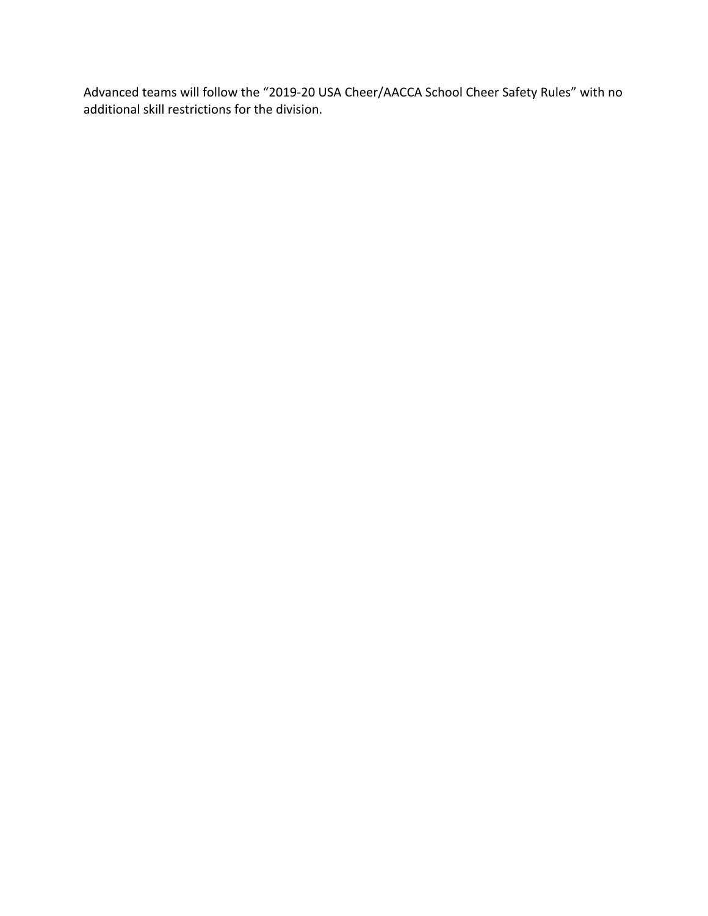Advanced teams will follow the "2019-20 USA Cheer/AACCA School Cheer Safety Rules" with no additional skill restrictions for the division.